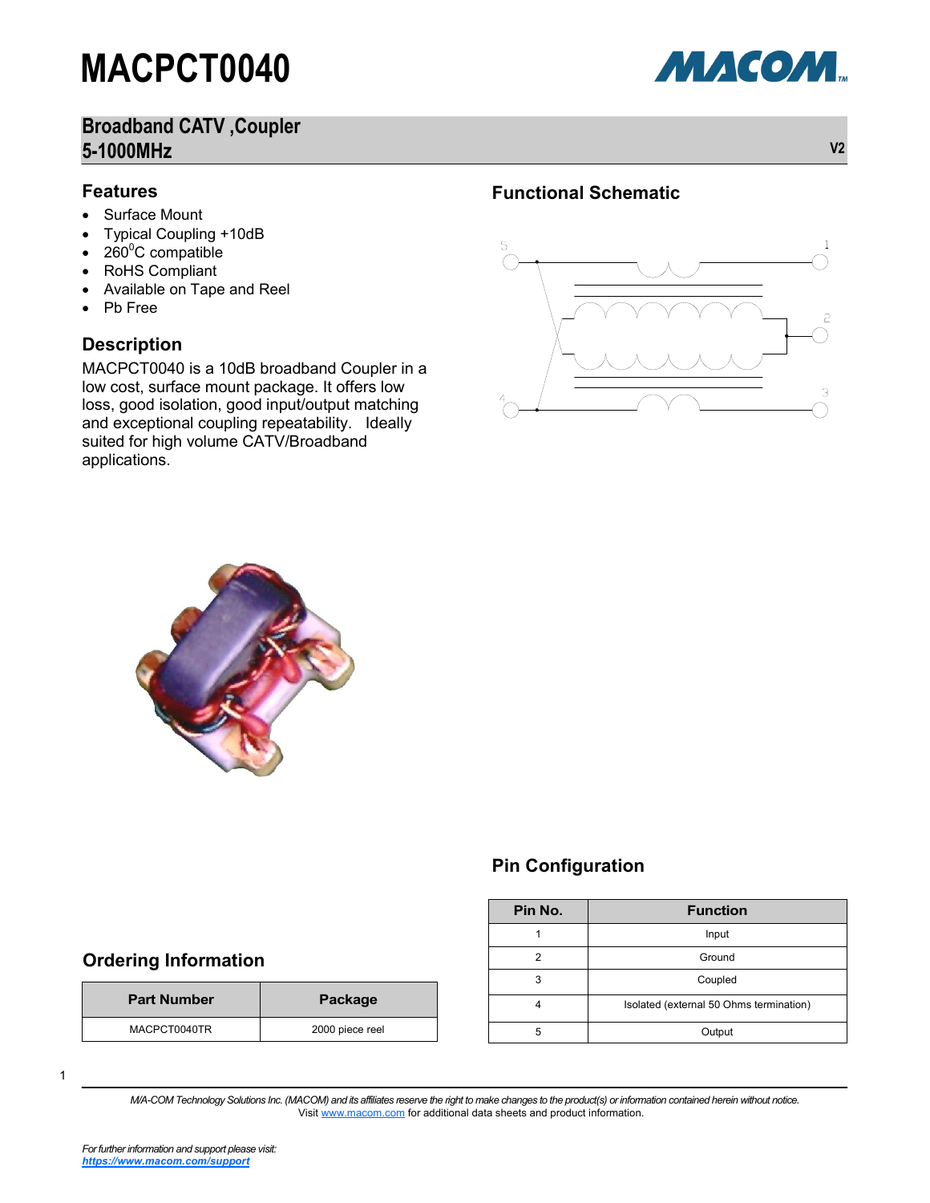# MACPCT0040

## Broadband CATV ,Coupler 5-1000MHz

V2

## Features

- Surface Mount
- Typical Coupling +10dB
- 260$^0$C compatible
- RoHS Compliant
- Available on Tape and Reel
- Pb Free

## Description

MACPCT0040 is a 10dB broadband Coupler in a low cost, surface mount package. It offers low loss, good isolation, good input/output matching and exceptional coupling repeatability. Ideally suited for high volume CATV/Broadband applications.

## Functional Schematic

## Ordering Information

| Part Number | Package |
|---|---|
| MACPCT0040TR | 2000 piece reel |

## Pin Configuration

| Pin No. | Function |
|---|---|
| 1 | Input |
| 2 | Ground |
| 3 | Coupled |
| 4 | Isolated (external 50 Ohms termination) |
| 5 | Output |

*M/A-COM Technology Solutions Inc. (MACOM) and its affiliates reserve the right to make changes to the product(s) or information contained herein without notice.*
Visit www.macom.com for additional data sheets and product information.

*For further information and support please visit:*
***https://www.macom.com/support***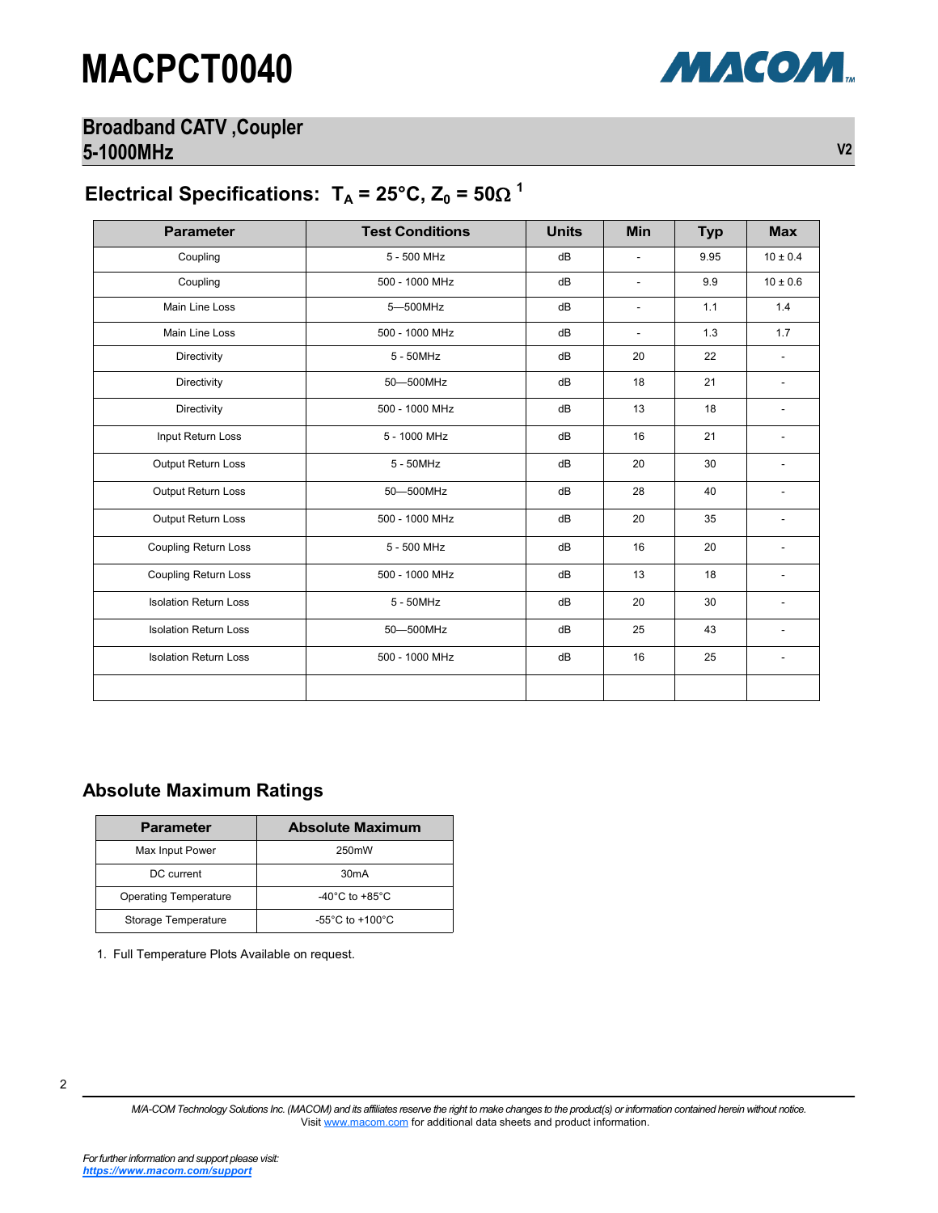# MACPCT0040

## Broadband CATV ,Coupler
## 5-1000MHz

V2

## Electrical Specifications: $T_A$ = 25°C, $Z_0$ = 50Ω [1]

| Parameter | Test Conditions | Units | Min | Typ | Max |
|---|---|---|---|---|---|
| Coupling | 5 - 500 MHz | dB | - | 9.95 | 10 ± 0.4 |
| Coupling | 500 - 1000 MHz | dB | - | 9.9 | 10 ± 0.6 |
| Main Line Loss | 5—500MHz | dB | - | 1.1 | 1.4 |
| Main Line Loss | 500 - 1000 MHz | dB | - | 1.3 | 1.7 |
| Directivity | 5 - 50MHz | dB | 20 | 22 | - |
| Directivity | 50—500MHz | dB | 18 | 21 | - |
| Directivity | 500 - 1000 MHz | dB | 13 | 18 | - |
| Input Return Loss | 5 - 1000 MHz | dB | 16 | 21 | - |
| Output Return Loss | 5 - 50MHz | dB | 20 | 30 | - |
| Output Return Loss | 50—500MHz | dB | 28 | 40 | - |
| Output Return Loss | 500 - 1000 MHz | dB | 20 | 35 | - |
| Coupling Return Loss | 5 - 500 MHz | dB | 16 | 20 | - |
| Coupling Return Loss | 500 - 1000 MHz | dB | 13 | 18 | - |
| Isolation Return Loss | 5 - 50MHz | dB | 20 | 30 | - |
| Isolation Return Loss | 50—500MHz | dB | 25 | 43 | - |
| Isolation Return Loss | 500 - 1000 MHz | dB | 16 | 25 | - |
| | | | | | |

## Absolute Maximum Ratings

| Parameter | Absolute Maximum |
|---|---|
| Max Input Power | 250mW |
| DC current | 30mA |
| Operating Temperature | -40°C to +85°C |
| Storage Temperature | -55°C to +100°C |

1. Full Temperature Plots Available on request.

*M/A-COM Technology Solutions Inc. (MACOM) and its affiliates reserve the right to make changes to the product(s) or information contained herein without notice.*
Visit www.macom.com for additional data sheets and product information.

*For further information and support please visit:*
***https://www.macom.com/support***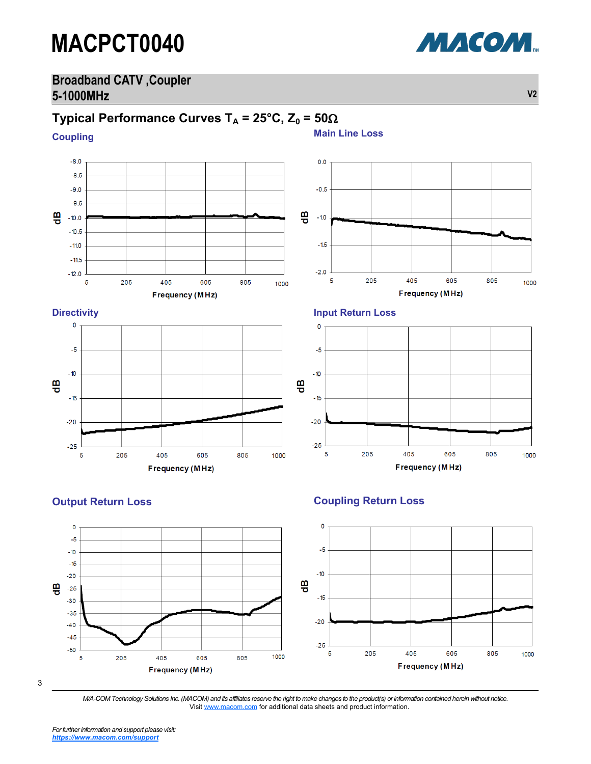## Typical Performance Curves $T_A$ = 25°C, $Z_0$ = 50Ω

### Coupling

### Main Line Loss

### Directivity

### Input Return Loss

### Output Return Loss

### Coupling Return Loss

*M/A-COM Technology Solutions Inc. (MACOM) and its affiliates reserve the right to make changes to the product(s) or information contained herein without notice.*
Visit www.macom.com for additional data sheets and product information.

*For further information and support please visit:*
***https://www.macom.com/support***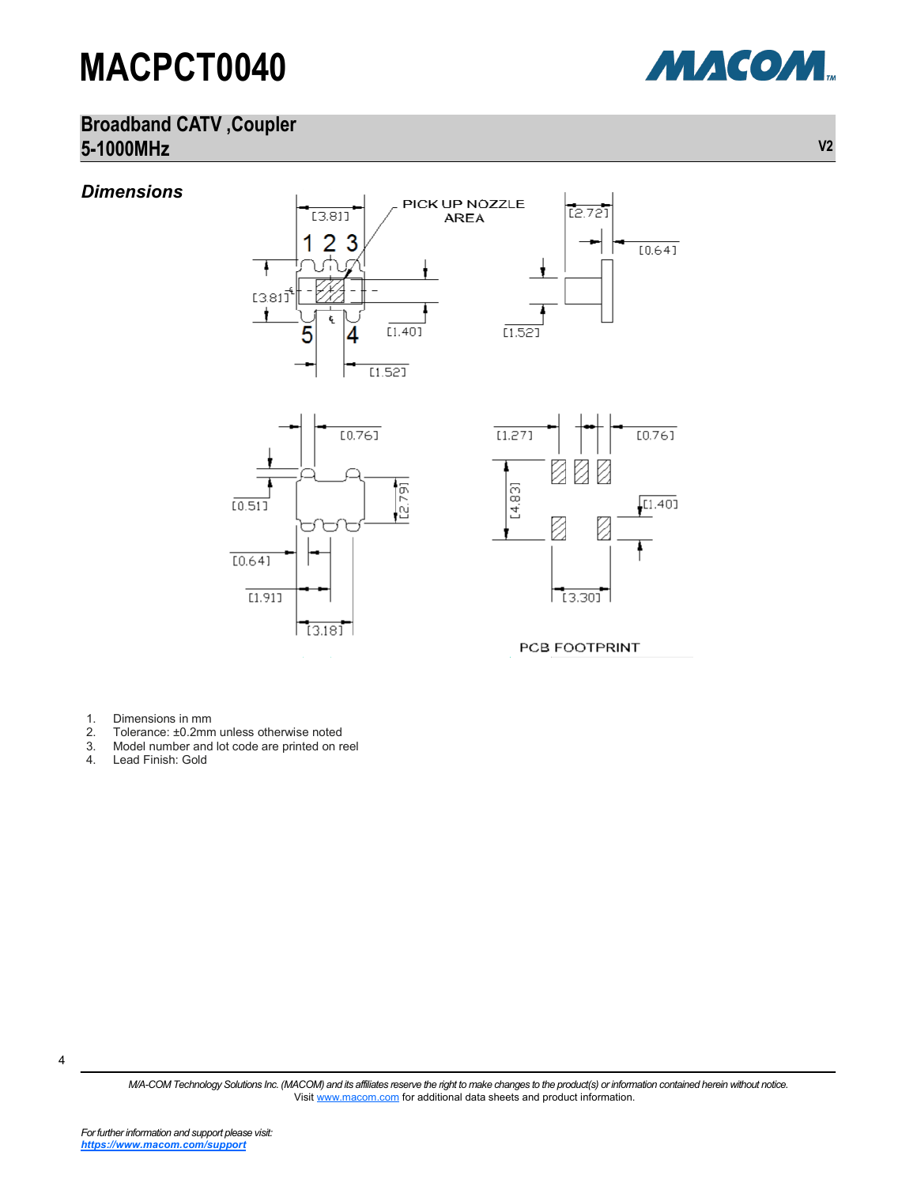# MACPCT0040

## Broadband CATV ,Coupler 5-1000MHz

V2

### *Dimensions*

1. Dimensions in mm
2. Tolerance: ±0.2mm unless otherwise noted
3. Model number and lot code are printed on reel
4. Lead Finish: Gold

*M/A-COM Technology Solutions Inc. (MACOM) and its affiliates reserve the right to make changes to the product(s) or information contained herein without notice.*
Visit www.macom.com for additional data sheets and product information.

*For further information and support please visit:*
***https://www.macom.com/support***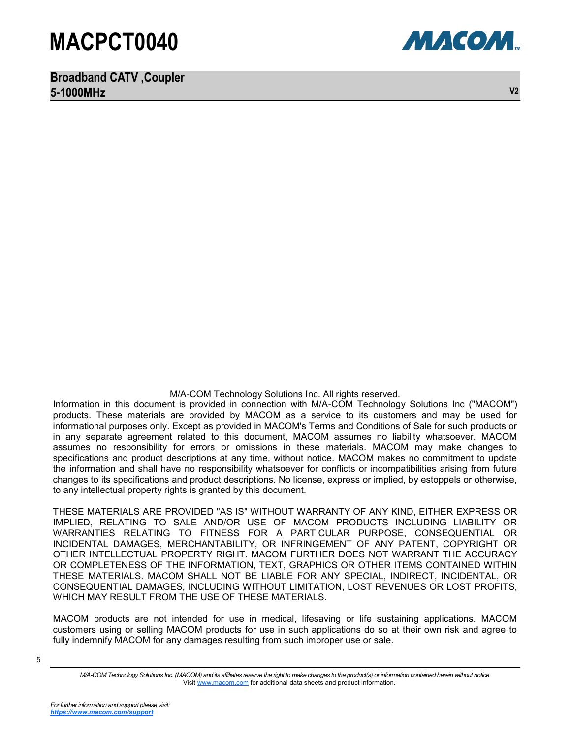M/A-COM Technology Solutions Inc. All rights reserved.

Information in this document is provided in connection with M/A-COM Technology Solutions Inc ("MACOM") products. These materials are provided by MACOM as a service to its customers and may be used for informational purposes only. Except as provided in MACOM's Terms and Conditions of Sale for such products or in any separate agreement related to this document, MACOM assumes no liability whatsoever. MACOM assumes no responsibility for errors or omissions in these materials. MACOM may make changes to specifications and product descriptions at any time, without notice. MACOM makes no commitment to update the information and shall have no responsibility whatsoever for conflicts or incompatibilities arising from future changes to its specifications and product descriptions. No license, express or implied, by estoppels or otherwise, to any intellectual property rights is granted by this document.

THESE MATERIALS ARE PROVIDED "AS IS" WITHOUT WARRANTY OF ANY KIND, EITHER EXPRESS OR IMPLIED, RELATING TO SALE AND/OR USE OF MACOM PRODUCTS INCLUDING LIABILITY OR WARRANTIES RELATING TO FITNESS FOR A PARTICULAR PURPOSE, CONSEQUENTIAL OR INCIDENTAL DAMAGES, MERCHANTABILITY, OR INFRINGEMENT OF ANY PATENT, COPYRIGHT OR OTHER INTELLECTUAL PROPERTY RIGHT. MACOM FURTHER DOES NOT WARRANT THE ACCURACY OR COMPLETENESS OF THE INFORMATION, TEXT, GRAPHICS OR OTHER ITEMS CONTAINED WITHIN THESE MATERIALS. MACOM SHALL NOT BE LIABLE FOR ANY SPECIAL, INDIRECT, INCIDENTAL, OR CONSEQUENTIAL DAMAGES, INCLUDING WITHOUT LIMITATION, LOST REVENUES OR LOST PROFITS, WHICH MAY RESULT FROM THE USE OF THESE MATERIALS.

MACOM products are not intended for use in medical, lifesaving or life sustaining applications. MACOM customers using or selling MACOM products for use in such applications do so at their own risk and agree to fully indemnify MACOM for any damages resulting from such improper use or sale.